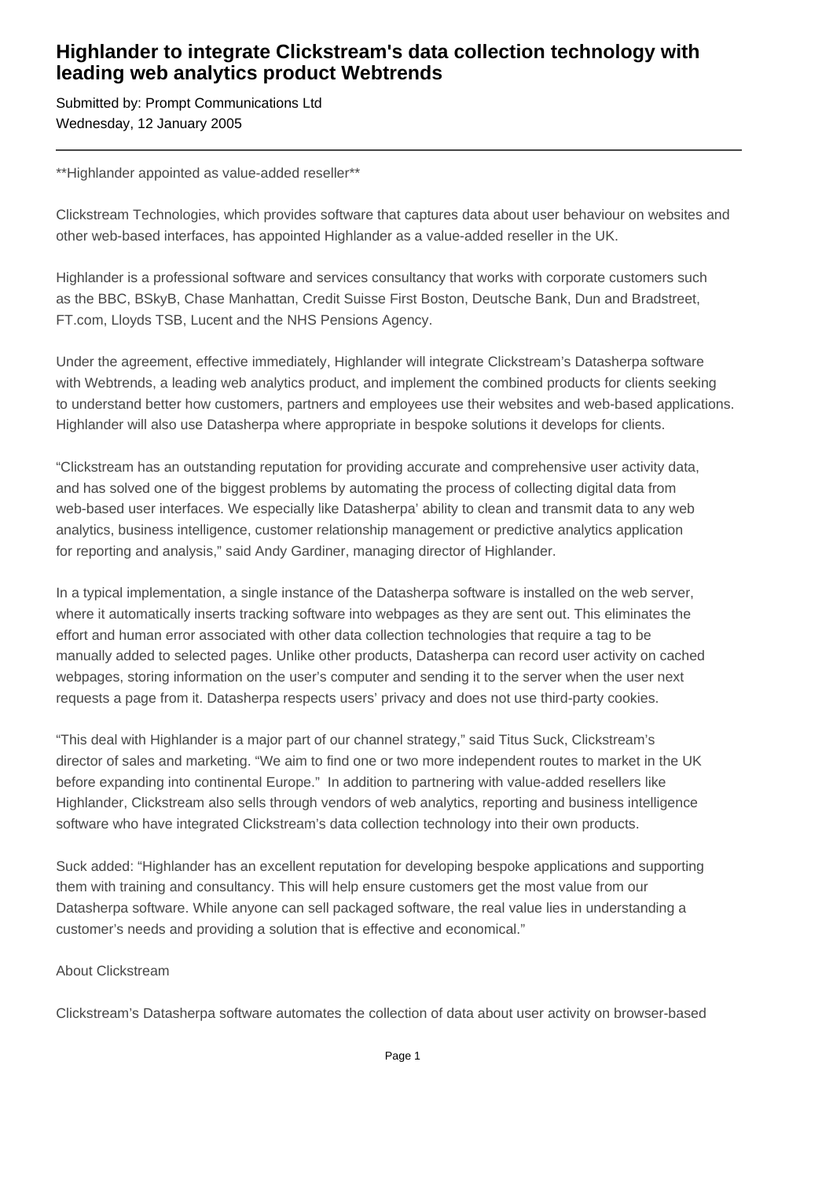# Highlander to integrate Clickstream's data collection technology with leading web analytics product Webtrends

Submitted by: Prompt Communications Ltd
Wednesday, 12 January 2005

---

**Highlander appointed as value-added reseller**

Clickstream Technologies, which provides software that captures data about user behaviour on websites and other web-based interfaces, has appointed Highlander as a value-added reseller in the UK.

Highlander is a professional software and services consultancy that works with corporate customers such as the BBC, BSkyB, Chase Manhattan, Credit Suisse First Boston, Deutsche Bank, Dun and Bradstreet, FT.com, Lloyds TSB, Lucent and the NHS Pensions Agency.

Under the agreement, effective immediately, Highlander will integrate Clickstream's Datasherpa software with Webtrends, a leading web analytics product, and implement the combined products for clients seeking to understand better how customers, partners and employees use their websites and web-based applications. Highlander will also use Datasherpa where appropriate in bespoke solutions it develops for clients.

"Clickstream has an outstanding reputation for providing accurate and comprehensive user activity data, and has solved one of the biggest problems by automating the process of collecting digital data from web-based user interfaces. We especially like Datasherpa' ability to clean and transmit data to any web analytics, business intelligence, customer relationship management or predictive analytics application for reporting and analysis," said Andy Gardiner, managing director of Highlander.

In a typical implementation, a single instance of the Datasherpa software is installed on the web server, where it automatically inserts tracking software into webpages as they are sent out. This eliminates the effort and human error associated with other data collection technologies that require a tag to be manually added to selected pages. Unlike other products, Datasherpa can record user activity on cached webpages, storing information on the user's computer and sending it to the server when the user next requests a page from it. Datasherpa respects users' privacy and does not use third-party cookies.

"This deal with Highlander is a major part of our channel strategy," said Titus Suck, Clickstream's director of sales and marketing. "We aim to find one or two more independent routes to market in the UK before expanding into continental Europe." In addition to partnering with value-added resellers like Highlander, Clickstream also sells through vendors of web analytics, reporting and business intelligence software who have integrated Clickstream's data collection technology into their own products.

Suck added: "Highlander has an excellent reputation for developing bespoke applications and supporting them with training and consultancy. This will help ensure customers get the most value from our Datasherpa software. While anyone can sell packaged software, the real value lies in understanding a customer's needs and providing a solution that is effective and economical."

About Clickstream

Clickstream's Datasherpa software automates the collection of data about user activity on browser-based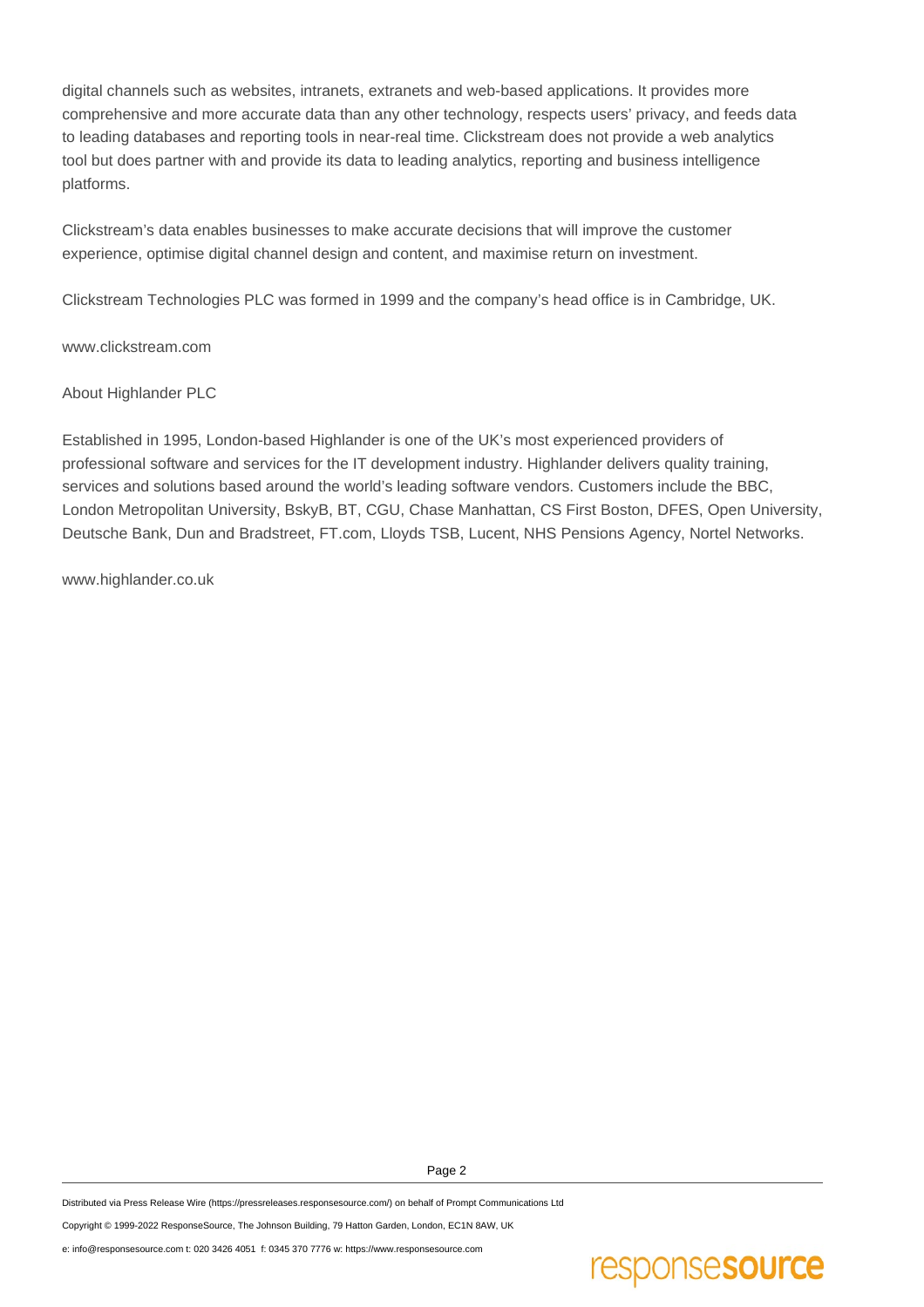digital channels such as websites, intranets, extranets and web-based applications. It provides more comprehensive and more accurate data than any other technology, respects users' privacy, and feeds data to leading databases and reporting tools in near-real time. Clickstream does not provide a web analytics tool but does partner with and provide its data to leading analytics, reporting and business intelligence platforms.

Clickstream's data enables businesses to make accurate decisions that will improve the customer experience, optimise digital channel design and content, and maximise return on investment.

Clickstream Technologies PLC was formed in 1999 and the company's head office is in Cambridge, UK.

www.clickstream.com

About Highlander PLC

Established in 1995, London-based Highlander is one of the UK's most experienced providers of professional software and services for the IT development industry. Highlander delivers quality training, services and solutions based around the world's leading software vendors. Customers include the BBC, London Metropolitan University, BskyB, BT, CGU, Chase Manhattan, CS First Boston, DFES, Open University, Deutsche Bank, Dun and Bradstreet, FT.com, Lloyds TSB, Lucent, NHS Pensions Agency, Nortel Networks.

www.highlander.co.uk